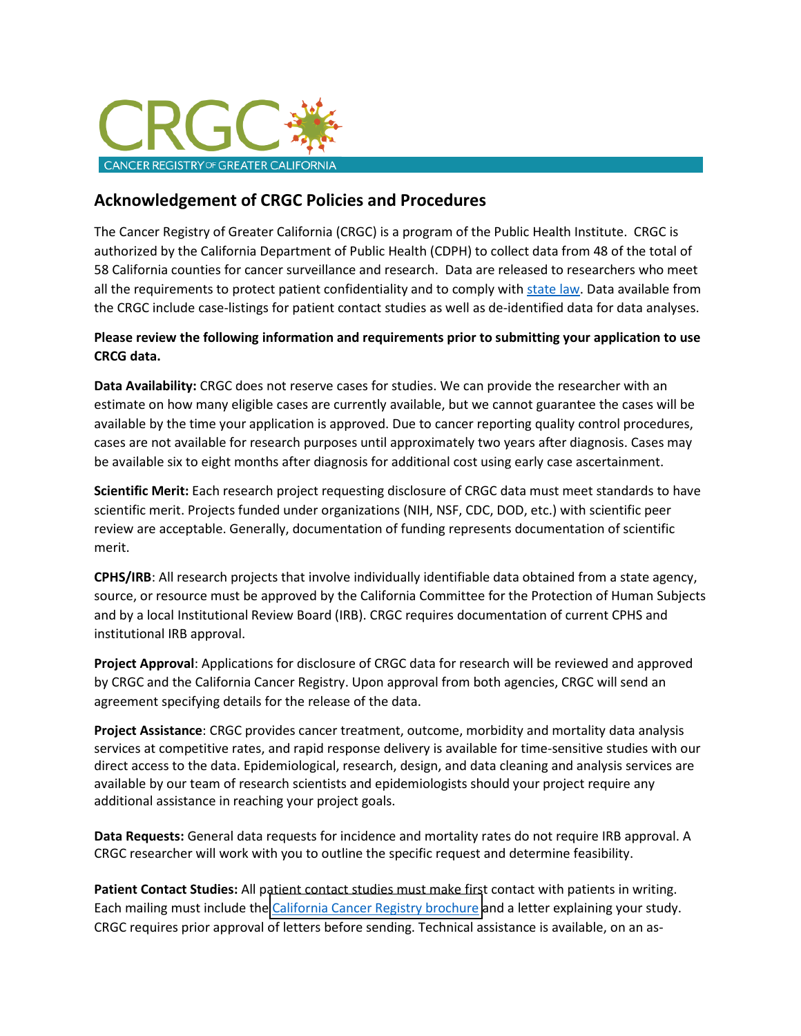CRGC

CANCER REGISTRY OF GREATER CALIFORNIA

## Acknowledgement of CRGC Policies and Procedures

The Cancer Registry of Greater California (CRGC) is a program of the Public Health Institute. CRGC is authorized by the California Department of Public Health (CDPH) to collect data from 48 of the total of 58 California counties for cancer surveillance and research. Data are released to researchers who meet all the requirements to protect patient confidentiality and to comply with [state law](). Data available from the CRGC include case-listings for patient contact studies as well as de-identified data for data analyses.

**Please review the following information and requirements prior to submitting your application to use CRCG data.**

**Data Availability:** CRGC does not reserve cases for studies. We can provide the researcher with an estimate on how many eligible cases are currently available, but we cannot guarantee the cases will be available by the time your application is approved. Due to cancer reporting quality control procedures, cases are not available for research purposes until approximately two years after diagnosis. Cases may be available six to eight months after diagnosis for additional cost using early case ascertainment.

**Scientific Merit:** Each research project requesting disclosure of CRGC data must meet standards to have scientific merit. Projects funded under organizations (NIH, NSF, CDC, DOD, etc.) with scientific peer review are acceptable. Generally, documentation of funding represents documentation of scientific merit.

**CPHS/IRB**: All research projects that involve individually identifiable data obtained from a state agency, source, or resource must be approved by the California Committee for the Protection of Human Subjects and by a local Institutional Review Board (IRB). CRGC requires documentation of current CPHS and institutional IRB approval.

**Project Approval**: Applications for disclosure of CRGC data for research will be reviewed and approved by CRGC and the California Cancer Registry. Upon approval from both agencies, CRGC will send an agreement specifying details for the release of the data.

**Project Assistance**: CRGC provides cancer treatment, outcome, morbidity and mortality data analysis services at competitive rates, and rapid response delivery is available for time-sensitive studies with our direct access to the data. Epidemiological, research, design, and data cleaning and analysis services are available by our team of research scientists and epidemiologists should your project require any additional assistance in reaching your project goals.

**Data Requests:** General data requests for incidence and mortality rates do not require IRB approval. A CRGC researcher will work with you to outline the specific request and determine feasibility.

**Patient Contact Studies:** All patient contact studies must make first contact with patients in writing. Each mailing must include the [California Cancer Registry brochure]() and a letter explaining your study. CRGC requires prior approval of letters before sending. Technical assistance is available, on an as-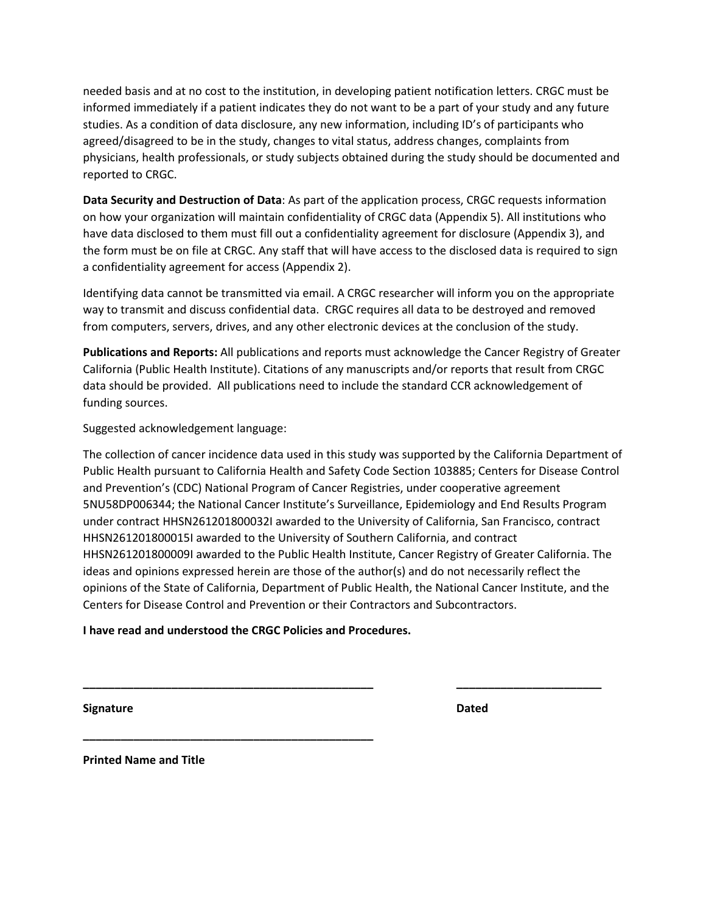needed basis and at no cost to the institution, in developing patient notification letters. CRGC must be informed immediately if a patient indicates they do not want to be a part of your study and any future studies. As a condition of data disclosure, any new information, including ID's of participants who agreed/disagreed to be in the study, changes to vital status, address changes, complaints from physicians, health professionals, or study subjects obtained during the study should be documented and reported to CRGC.

**Data Security and Destruction of Data**: As part of the application process, CRGC requests information on how your organization will maintain confidentiality of CRGC data (Appendix 5). All institutions who have data disclosed to them must fill out a confidentiality agreement for disclosure (Appendix 3), and the form must be on file at CRGC. Any staff that will have access to the disclosed data is required to sign a confidentiality agreement for access (Appendix 2).

Identifying data cannot be transmitted via email. A CRGC researcher will inform you on the appropriate way to transmit and discuss confidential data. CRGC requires all data to be destroyed and removed from computers, servers, drives, and any other electronic devices at the conclusion of the study.

**Publications and Reports:** All publications and reports must acknowledge the Cancer Registry of Greater California (Public Health Institute). Citations of any manuscripts and/or reports that result from CRGC data should be provided. All publications need to include the standard CCR acknowledgement of funding sources.

Suggested acknowledgement language:

The collection of cancer incidence data used in this study was supported by the California Department of Public Health pursuant to California Health and Safety Code Section 103885; Centers for Disease Control and Prevention's (CDC) National Program of Cancer Registries, under cooperative agreement 5NU58DP006344; the National Cancer Institute's Surveillance, Epidemiology and End Results Program under contract HHSN261201800032I awarded to the University of California, San Francisco, contract HHSN261201800015I awarded to the University of Southern California, and contract HHSN261201800009I awarded to the Public Health Institute, Cancer Registry of Greater California. The ideas and opinions expressed herein are those of the author(s) and do not necessarily reflect the opinions of the State of California, Department of Public Health, the National Cancer Institute, and the Centers for Disease Control and Prevention or their Contractors and Subcontractors.

**I have read and understood the CRGC Policies and Procedures.**

_______________________________________________ _______________________

**Signature** **Dated**

_______________________________________________

**Printed Name and Title**